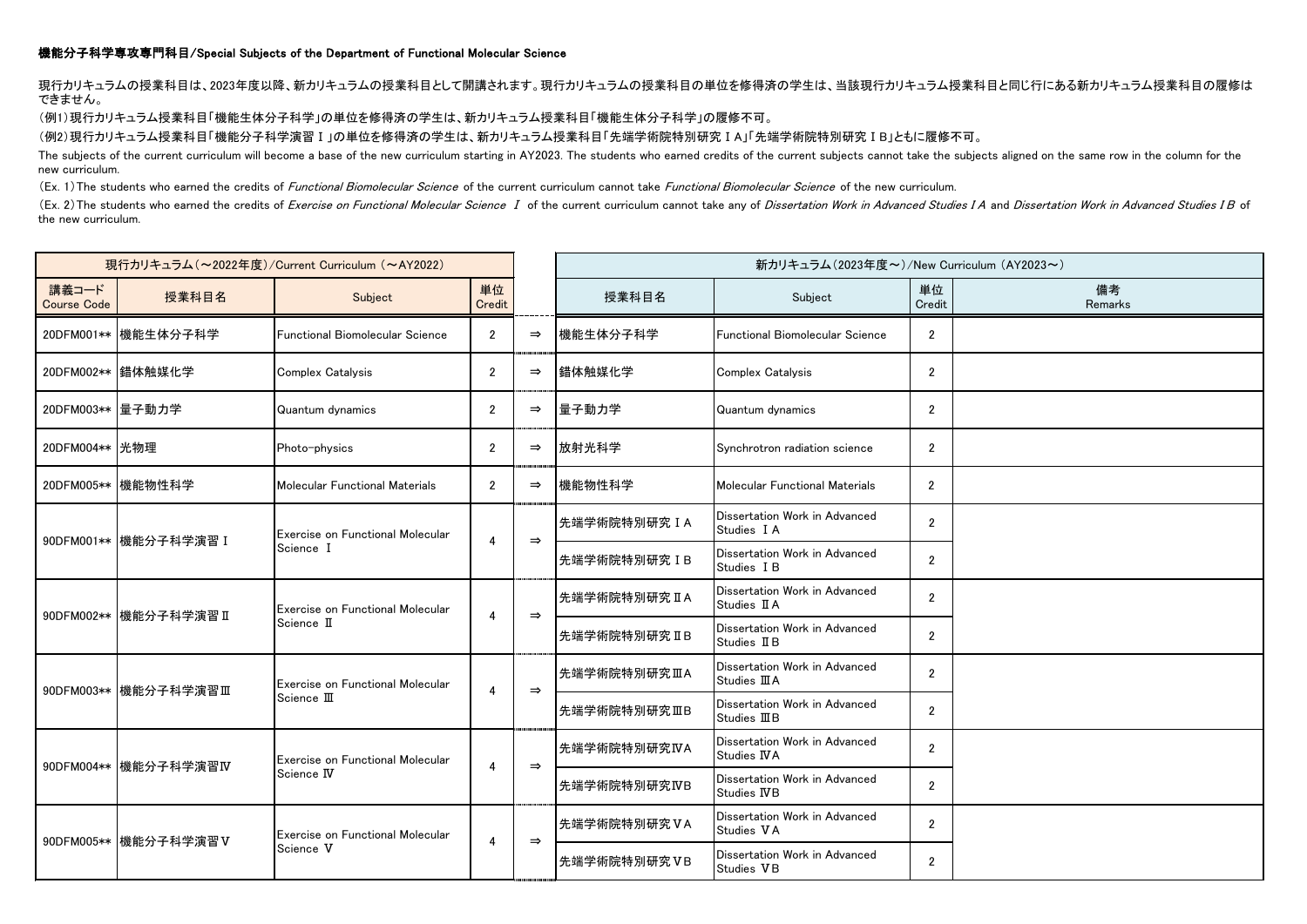**機能分子科学専攻専門科目/Special Subjects of the Department of Functional Molecular Science**

現行カリキュラムの授業科目は、2023年度以降、新カリキュラムの授業科目として開講されます。現行カリキュラムの授業科目の単位を修得済の学生は、当該現行カリキュラム授業科目と同じ行にある新カリキュラム授業科目の履修はできません。

（例1）現行カリキュラム授業科目「機能生体分子科学」の単位を修得済の学生は、新カリキュラム授業科目「機能生体分子科学」の履修不可。

（例2）現行カリキュラム授業科目「機能分子科学演習Ⅰ」の単位を修得済の学生は、新カリキュラム授業科目「先端学術院特別研究ⅠA」「先端学術院特別研究ⅠB」ともに履修不可。

The subjects of the current curriculum will become a base of the new curriculum starting in AY2023. The students who earned credits of the current subjects cannot take the subjects aligned on the same row in the column for the new curriculum.

(Ex. 1) The students who earned the credits of *Functional Biomolecular Science* of the current curriculum cannot take *Functional Biomolecular Science* of the new curriculum.

(Ex. 2) The students who earned the credits of *Exercise on Functional Molecular Science Ⅰ* of the current curriculum cannot take any of *Dissertation Work in Advanced Studies ⅠA* and *Dissertation Work in Advanced Studies ⅠB* of the new curriculum.

| 現行カリキュラム（～2022年度）/Current Curriculum（～AY2022） | | | | | 新カリキュラム（2023年度～）/New Curriculum（AY2023～） | | | |
|---|---|---|---|---|---|---|---|---|
| 講義コード Course Code | 授業科目名 | Subject | 単位 Credit | | 授業科目名 | Subject | 単位 Credit | 備考 Remarks |
| 20DFM001** | 機能生体分子科学 | Functional Biomolecular Science | 2 | ⇒ | 機能生体分子科学 | Functional Biomolecular Science | 2 | |
| 20DFM002** | 錯体触媒化学 | Complex Catalysis | 2 | ⇒ | 錯体触媒化学 | Complex Catalysis | 2 | |
| 20DFM003** | 量子動力学 | Quantum dynamics | 2 | ⇒ | 量子動力学 | Quantum dynamics | 2 | |
| 20DFM004** | 光物理 | Photo-physics | 2 | ⇒ | 放射光科学 | Synchrotron radiation science | 2 | |
| 20DFM005** | 機能物性科学 | Molecular Functional Materials | 2 | ⇒ | 機能物性科学 | Molecular Functional Materials | 2 | |
| 90DFM001** | 機能分子科学演習Ⅰ | Exercise on Functional Molecular Science Ⅰ | 4 | ⇒ | 先端学術院特別研究ⅠA | Dissertation Work in Advanced Studies ⅠA | 2 | |
| | | | | | 先端学術院特別研究ⅠB | Dissertation Work in Advanced Studies ⅠB | 2 | |
| 90DFM002** | 機能分子科学演習Ⅱ | Exercise on Functional Molecular Science Ⅱ | 4 | ⇒ | 先端学術院特別研究ⅡA | Dissertation Work in Advanced Studies ⅡA | 2 | |
| | | | | | 先端学術院特別研究ⅡB | Dissertation Work in Advanced Studies ⅡB | 2 | |
| 90DFM003** | 機能分子科学演習Ⅲ | Exercise on Functional Molecular Science Ⅲ | 4 | ⇒ | 先端学術院特別研究ⅢA | Dissertation Work in Advanced Studies ⅢA | 2 | |
| | | | | | 先端学術院特別研究ⅢB | Dissertation Work in Advanced Studies ⅢB | 2 | |
| 90DFM004** | 機能分子科学演習Ⅳ | Exercise on Functional Molecular Science Ⅳ | 4 | ⇒ | 先端学術院特別研究ⅣA | Dissertation Work in Advanced Studies ⅣA | 2 | |
| | | | | | 先端学術院特別研究ⅣB | Dissertation Work in Advanced Studies ⅣB | 2 | |
| 90DFM005** | 機能分子科学演習Ⅴ | Exercise on Functional Molecular Science Ⅴ | 4 | ⇒ | 先端学術院特別研究ⅤA | Dissertation Work in Advanced Studies ⅤA | 2 | |
| | | | | | 先端学術院特別研究ⅤB | Dissertation Work in Advanced Studies ⅤB | 2 | |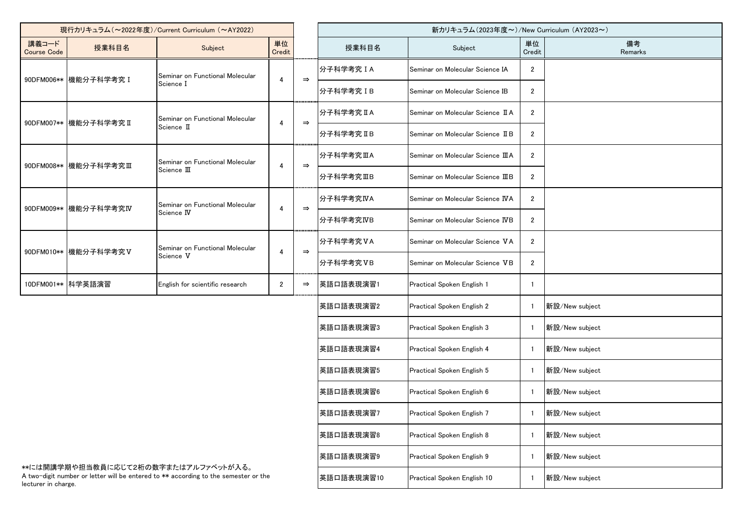| 現行カリキュラム（～2022年度）/Current Curriculum （～AY2022） | | | | | 新カリキュラム（2023年度～）/New Curriculum （AY2023～） | | | |
|---|---|---|---|---|---|---|---|---|
| 講義コード Course Code | 授業科目名 | Subject | 単位 Credit | | 授業科目名 | Subject | 単位 Credit | 備考 Remarks |
| 90DFM006** | 機能分子科学考究Ⅰ | Seminar on Functional Molecular Science Ⅰ | 4 | ⇒ | 分子科学考究ⅠA | Seminar on Molecular Science ⅠA | 2 | |
| | | | | | 分子科学考究ⅠB | Seminar on Molecular Science ⅠB | 2 | |
| 90DFM007** | 機能分子科学考究Ⅱ | Seminar on Functional Molecular Science Ⅱ | 4 | ⇒ | 分子科学考究ⅡA | Seminar on Molecular Science ⅡA | 2 | |
| | | | | | 分子科学考究ⅡB | Seminar on Molecular Science ⅡB | 2 | |
| 90DFM008** | 機能分子科学考究Ⅲ | Seminar on Functional Molecular Science Ⅲ | 4 | ⇒ | 分子科学考究ⅢA | Seminar on Molecular Science ⅢA | 2 | |
| | | | | | 分子科学考究ⅢB | Seminar on Molecular Science ⅢB | 2 | |
| 90DFM009** | 機能分子科学考究Ⅳ | Seminar on Functional Molecular Science Ⅳ | 4 | ⇒ | 分子科学考究ⅣA | Seminar on Molecular Science ⅣA | 2 | |
| | | | | | 分子科学考究ⅣB | Seminar on Molecular Science ⅣB | 2 | |
| 90DFM010** | 機能分子科学考究Ⅴ | Seminar on Functional Molecular Science Ⅴ | 4 | ⇒ | 分子科学考究ⅤA | Seminar on Molecular Science ⅤA | 2 | |
| | | | | | 分子科学考究ⅤB | Seminar on Molecular Science ⅤB | 2 | |
| 10DFM001** | 科学英語演習 | English for scientific research | 2 | ⇒ | 英語口語表現演習1 | Practical Spoken English 1 | 1 | |
| | | | | | 英語口語表現演習2 | Practical Spoken English 2 | 1 | 新設/New subject |
| | | | | | 英語口語表現演習3 | Practical Spoken English 3 | 1 | 新設/New subject |
| | | | | | 英語口語表現演習4 | Practical Spoken English 4 | 1 | 新設/New subject |
| | | | | | 英語口語表現演習5 | Practical Spoken English 5 | 1 | 新設/New subject |
| | | | | | 英語口語表現演習6 | Practical Spoken English 6 | 1 | 新設/New subject |
| | | | | | 英語口語表現演習7 | Practical Spoken English 7 | 1 | 新設/New subject |
| | | | | | 英語口語表現演習8 | Practical Spoken English 8 | 1 | 新設/New subject |
| | | | | | 英語口語表現演習9 | Practical Spoken English 9 | 1 | 新設/New subject |
| | | | | | 英語口語表現演習10 | Practical Spoken English 10 | 1 | 新設/New subject |

**には開講学期や担当教員に応じて2桁の数字またはアルファベットが入る。
A two-digit number or letter will be entered to ** according to the semester or the lecturer in charge.